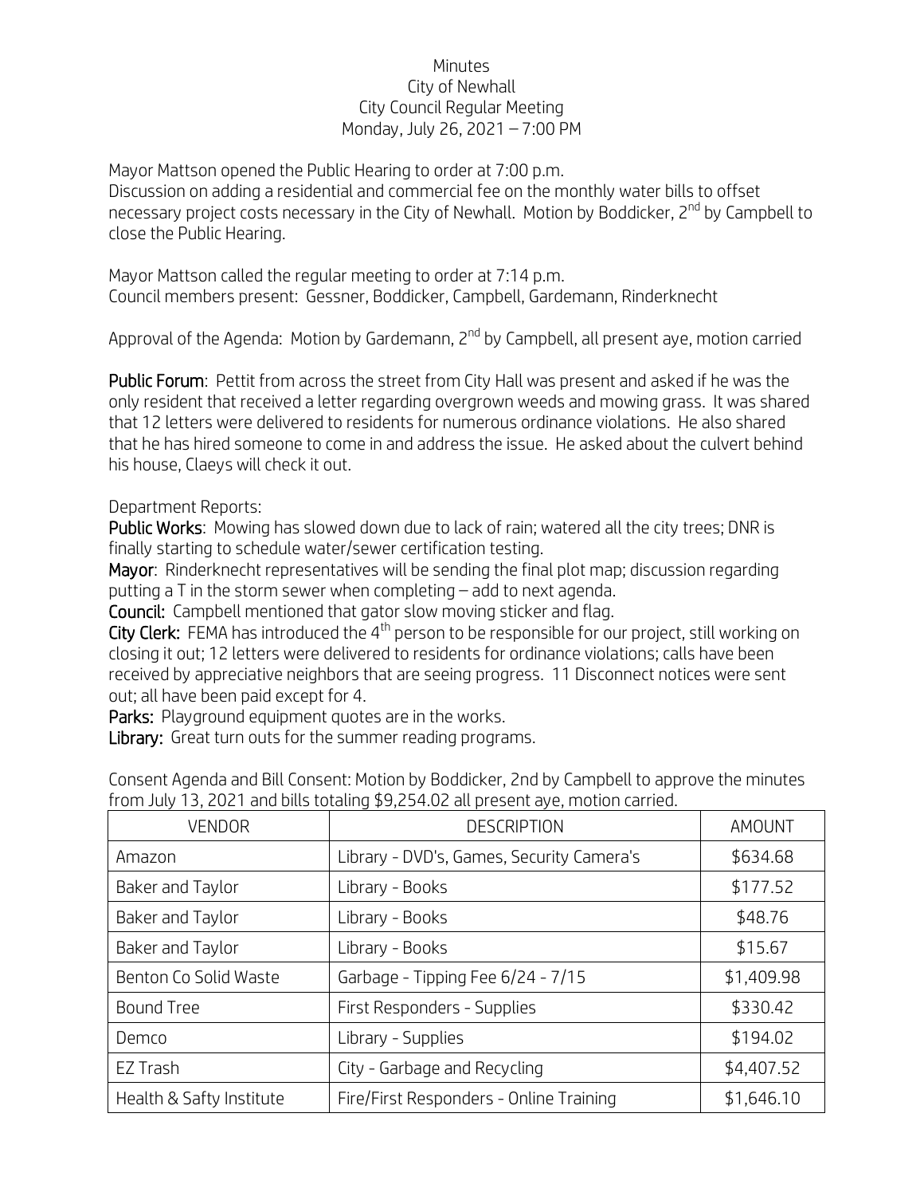Minutes
City of Newhall
City Council Regular Meeting
Monday, July 26, 2021 – 7:00 PM

Mayor Mattson opened the Public Hearing to order at 7:00 p.m.
Discussion on adding a residential and commercial fee on the monthly water bills to offset necessary project costs necessary in the City of Newhall. Motion by Boddicker, 2nd by Campbell to close the Public Hearing.

Mayor Mattson called the regular meeting to order at 7:14 p.m.
Council members present: Gessner, Boddicker, Campbell, Gardemann, Rinderknecht

Approval of the Agenda: Motion by Gardemann, 2nd by Campbell, all present aye, motion carried

**Public Forum**: Pettit from across the street from City Hall was present and asked if he was the only resident that received a letter regarding overgrown weeds and mowing grass. It was shared that 12 letters were delivered to residents for numerous ordinance violations. He also shared that he has hired someone to come in and address the issue. He asked about the culvert behind his house, Claeys will check it out.

Department Reports:
**Public Works**: Mowing has slowed down due to lack of rain; watered all the city trees; DNR is finally starting to schedule water/sewer certification testing.
**Mayor**: Rinderknecht representatives will be sending the final plot map; discussion regarding putting a T in the storm sewer when completing – add to next agenda.
**Council:** Campbell mentioned that gator slow moving sticker and flag.
**City Clerk:** FEMA has introduced the 4th person to be responsible for our project, still working on closing it out; 12 letters were delivered to residents for ordinance violations; calls have been received by appreciative neighbors that are seeing progress. 11 Disconnect notices were sent out; all have been paid except for 4.
**Parks:** Playground equipment quotes are in the works.
**Library:** Great turn outs for the summer reading programs.

Consent Agenda and Bill Consent: Motion by Boddicker, 2nd by Campbell to approve the minutes from July 13, 2021 and bills totaling $9,254.02 all present aye, motion carried.

| VENDOR | DESCRIPTION | AMOUNT |
|---|---|---|
| Amazon | Library - DVD's, Games, Security Camera's | $634.68 |
| Baker and Taylor | Library - Books | $177.52 |
| Baker and Taylor | Library - Books | $48.76 |
| Baker and Taylor | Library - Books | $15.67 |
| Benton Co Solid Waste | Garbage - Tipping Fee 6/24 - 7/15 | $1,409.98 |
| Bound Tree | First Responders - Supplies | $330.42 |
| Demco | Library - Supplies | $194.02 |
| EZ Trash | City - Garbage and Recycling | $4,407.52 |
| Health & Safty Institute | Fire/First Responders - Online Training | $1,646.10 |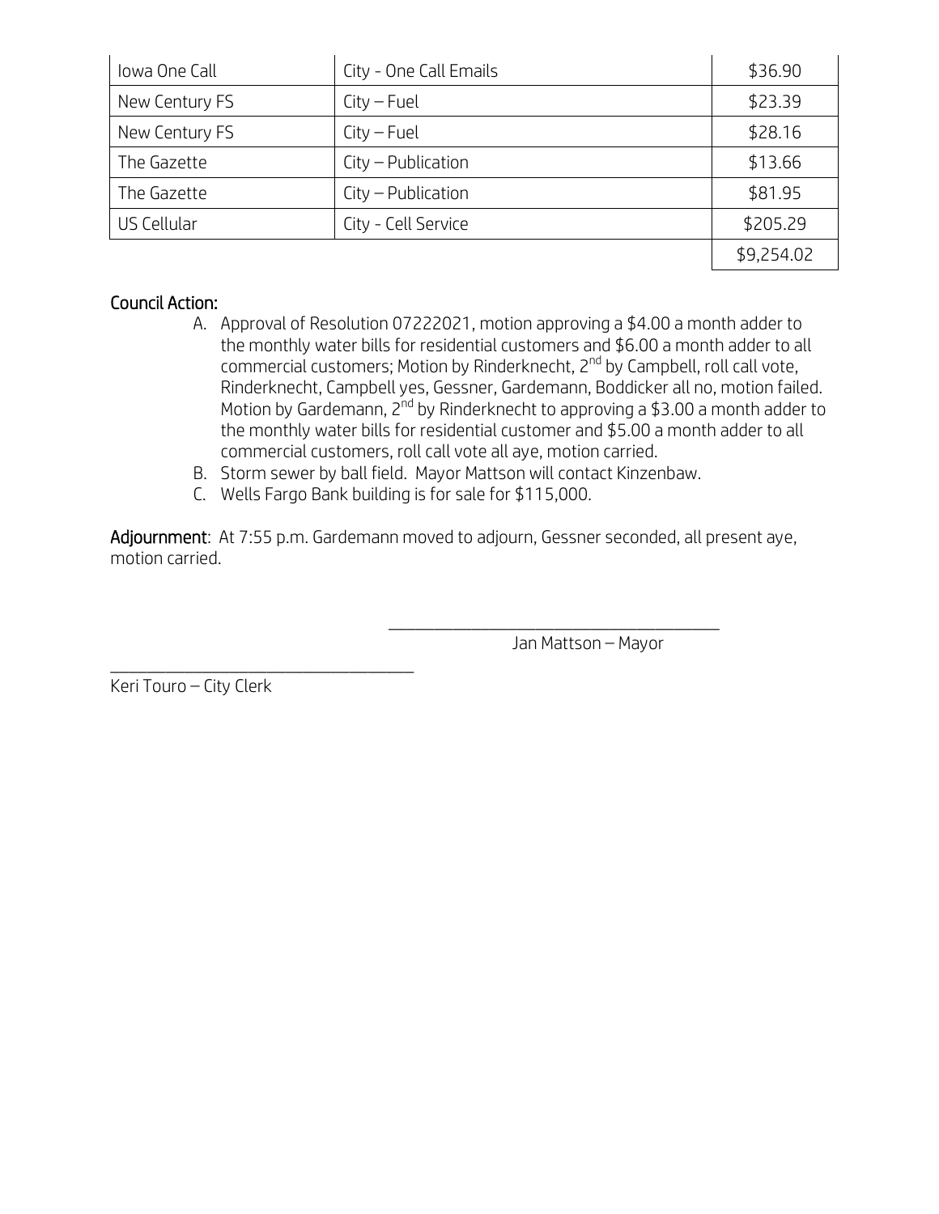| | | |
|---|---|---|
| Iowa One Call | City - One Call Emails | \$36.90 |
| New Century FS | City – Fuel | \$23.39 |
| New Century FS | City – Fuel | \$28.16 |
| The Gazette | City – Publication | \$13.66 |
| The Gazette | City – Publication | \$81.95 |
| US Cellular | City - Cell Service | \$205.29 |
| | | \$9,254.02 |

**Council Action:**

A. Approval of Resolution 07222021, motion approving a \$4.00 a month adder to the monthly water bills for residential customers and \$6.00 a month adder to all commercial customers; Motion by Rinderknecht, 2nd by Campbell, roll call vote, Rinderknecht, Campbell yes, Gessner, Gardemann, Boddicker all no, motion failed. Motion by Gardemann, 2nd by Rinderknecht to approving a \$3.00 a month adder to the monthly water bills for residential customer and \$5.00 a month adder to all commercial customers, roll call vote all aye, motion carried.
B. Storm sewer by ball field. Mayor Mattson will contact Kinzenbaw.
C. Wells Fargo Bank building is for sale for \$115,000.

**Adjournment**: At 7:55 p.m. Gardemann moved to adjourn, Gessner seconded, all present aye, motion carried.

\_\_\_\_\_\_\_\_\_\_\_\_\_\_\_\_\_\_\_\_\_\_\_\_\_\_\_\_\_\_\_\_\_\_\_\_\_\_\_

Jan Mattson – Mayor

\_\_\_\_\_\_\_\_\_\_\_\_\_\_\_\_\_\_\_\_\_\_\_\_\_\_\_\_\_\_\_\_\_\_\_\_\_\_\_

Keri Touro – City Clerk